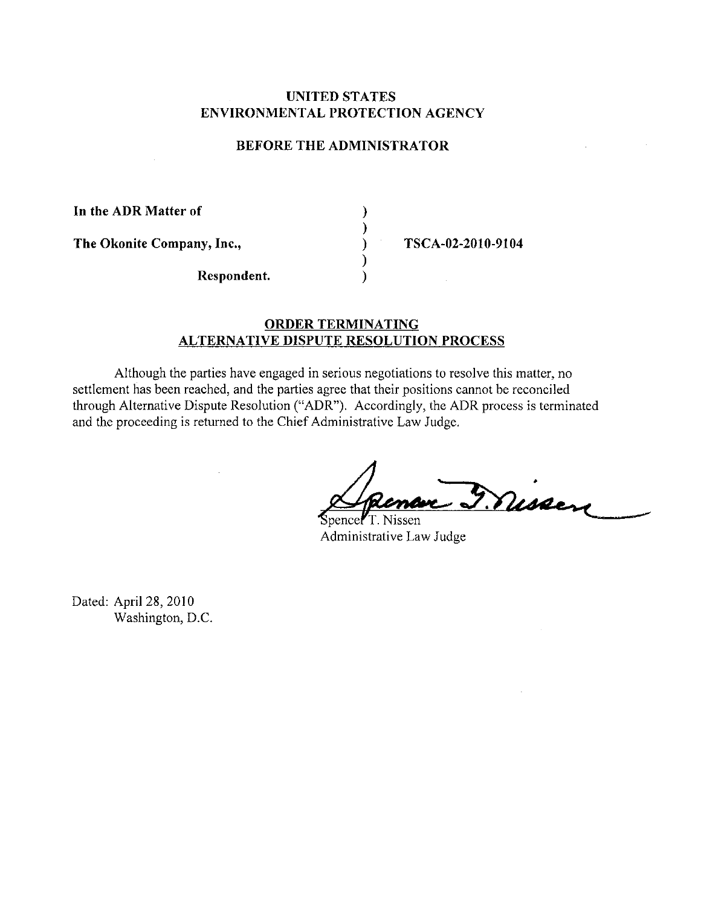**UNITED STATES**
**ENVIRONMENTAL PROTECTION AGENCY**

**BEFORE THE ADMINISTRATOR**

| | | |
|---|---|---|
| **In the ADR Matter of** | ) | |
| | ) | |
| **The Okonite Company, Inc.,** | ) | **TSCA-02-2010-9104** |
| | ) | |
| **Respondent.** | ) | |

**ORDER TERMINATING**
**ALTERNATIVE DISPUTE RESOLUTION PROCESS**

Although the parties have engaged in serious negotiations to resolve this matter, no settlement has been reached, and the parties agree that their positions cannot be reconciled through Alternative Dispute Resolution ("ADR"). Accordingly, the ADR process is terminated and the proceeding is returned to the Chief Administrative Law Judge.

Spencer T. Nissen
Administrative Law Judge

Dated: April 28, 2010
Washington, D.C.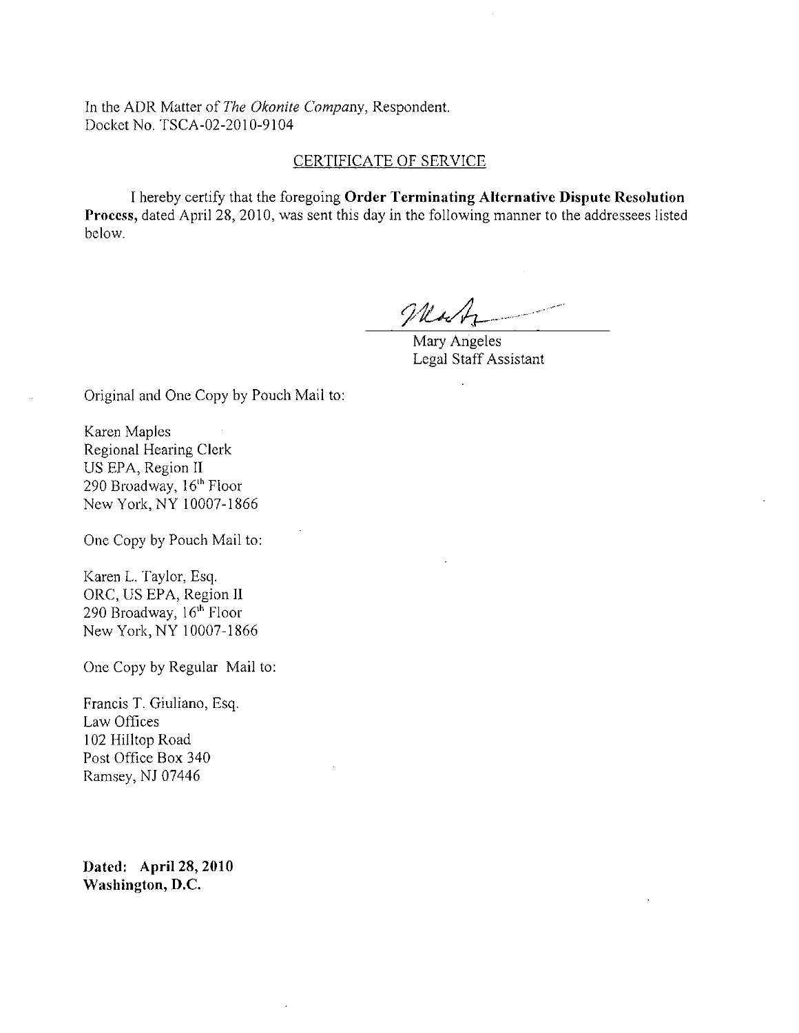In the ADR Matter of *The Okonite Company*, Respondent.
Docket No. TSCA-02-2010-9104

## CERTIFICATE OF SERVICE

I hereby certify that the foregoing **Order Terminating Alternative Dispute Resolution Process,** dated April 28, 2010, was sent this day in the following manner to the addressees listed below.

Mary Angeles
Legal Staff Assistant

Original and One Copy by Pouch Mail to:

Karen Maples
Regional Hearing Clerk
US EPA, Region II
290 Broadway, 16th Floor
New York, NY 10007-1866

One Copy by Pouch Mail to:

Karen L. Taylor, Esq.
ORC, US EPA, Region II
290 Broadway, 16th Floor
New York, NY 10007-1866

One Copy by Regular Mail to:

Francis T. Giuliano, Esq.
Law Offices
102 Hilltop Road
Post Office Box 340
Ramsey, NJ 07446

**Dated: April 28, 2010**
**Washington, D.C.**